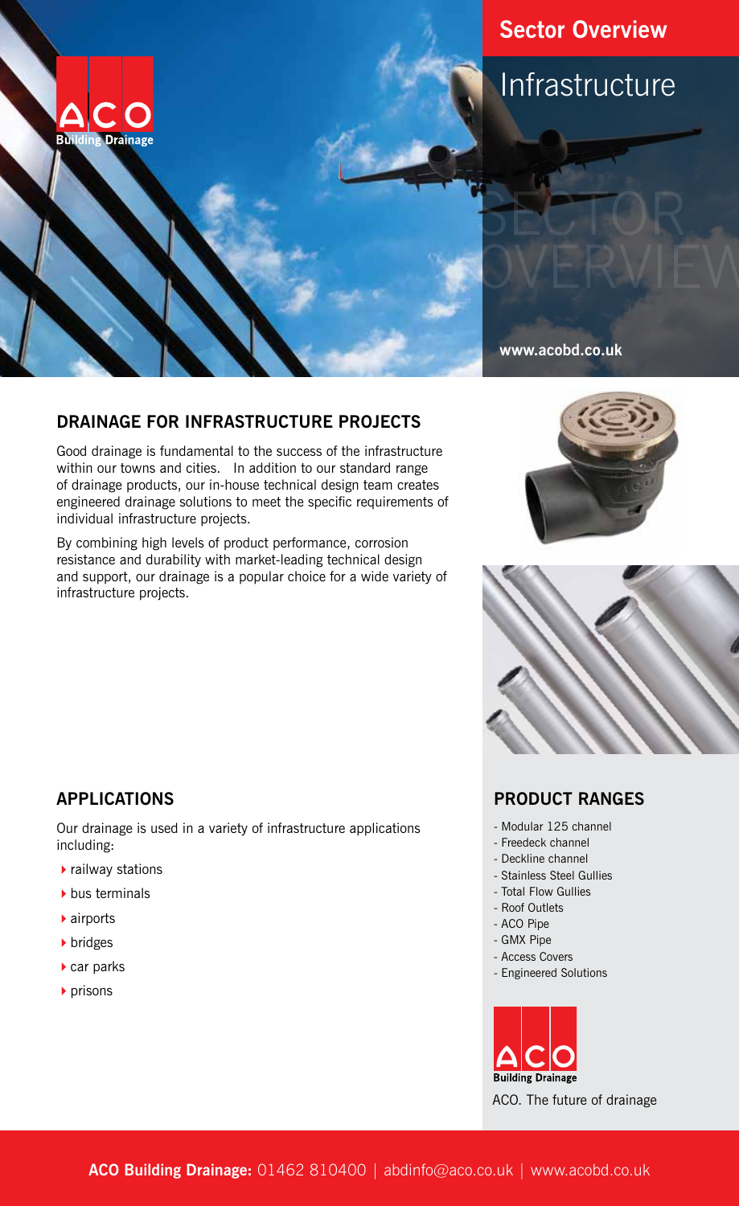# Sector Overview

## Infrastructure

www.acobd.co.uk

## DRAINAGE FOR INFRASTRUCTURE PROJECTS

Good drainage is fundamental to the success of the infrastructure within our towns and cities. In addition to our standard range of drainage products, our in-house technical design team creates engineered drainage solutions to meet the specific requirements of individual infrastructure projects.

By combining high levels of product performance, corrosion resistance and durability with market-leading technical design and support, our drainage is a popular choice for a wide variety of infrastructure projects.

## APPLICATIONS

Our drainage is used in a variety of infrastructure applications including:

- railway stations
- bus terminals
- airports
- bridges
- car parks
- prisons

## PRODUCT RANGES

- Modular 125 channel
- Freedeck channel
- Deckline channel
- Stainless Steel Gullies
- Total Flow Gullies
- Roof Outlets
- ACO Pipe
- GMX Pipe
- Access Covers
- Engineered Solutions

ACO. The future of drainage

**ACO Building Drainage:** 01462 810400 | abdinfo@aco.co.uk | www.acobd.co.uk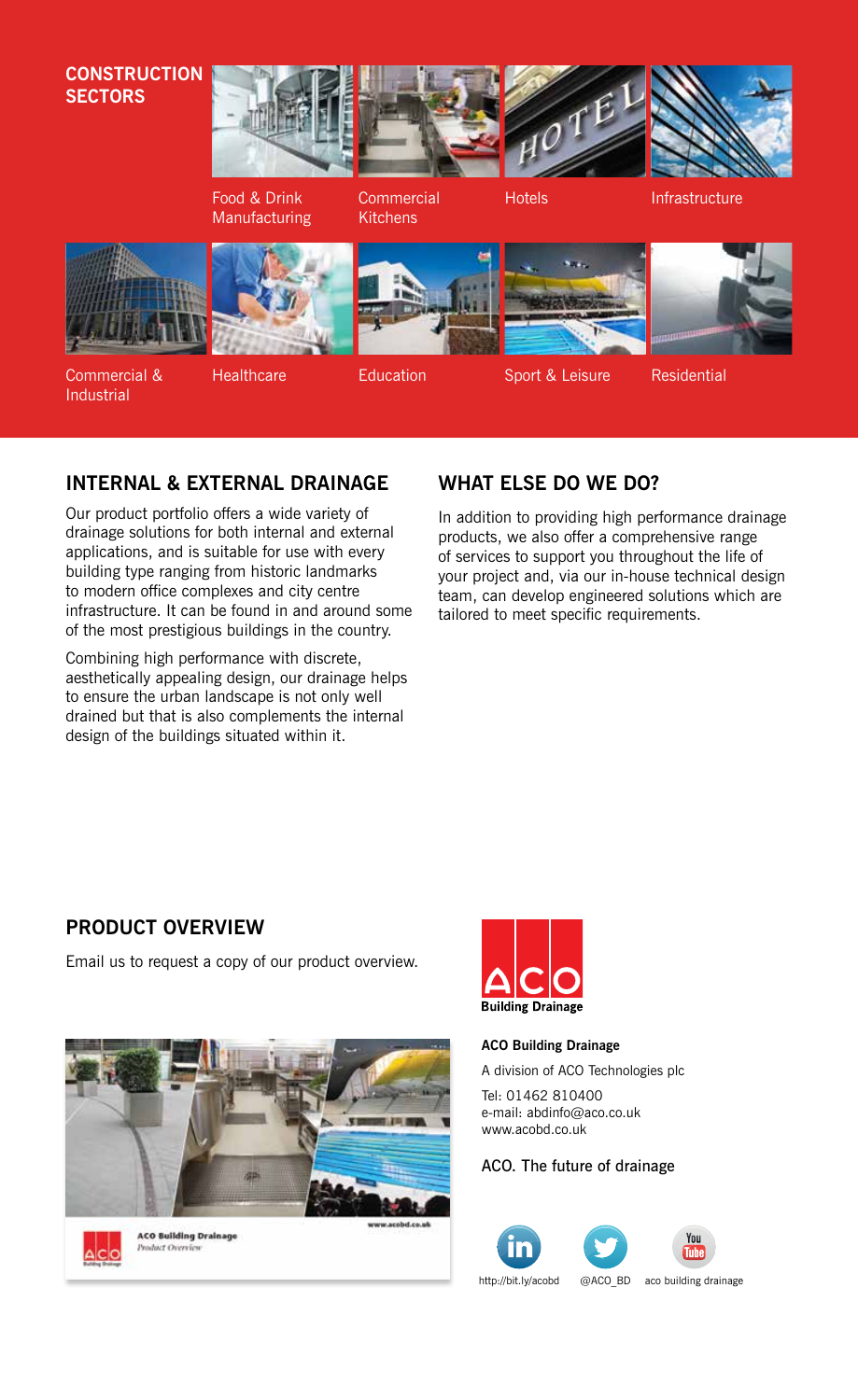## CONSTRUCTION SECTORS

Food & Drink Manufacturing

Commercial Kitchens

Hotels

Infrastructure

Commercial & Industrial

Healthcare

Education

Sport & Leisure

Residential

## INTERNAL & EXTERNAL DRAINAGE

Our product portfolio offers a wide variety of drainage solutions for both internal and external applications, and is suitable for use with every building type ranging from historic landmarks to modern office complexes and city centre infrastructure. It can be found in and around some of the most prestigious buildings in the country.

Combining high performance with discrete, aesthetically appealing design, our drainage helps to ensure the urban landscape is not only well drained but that is also complements the internal design of the buildings situated within it.

## WHAT ELSE DO WE DO?

In addition to providing high performance drainage products, we also offer a comprehensive range of services to support you throughout the life of your project and, via our in-house technical design team, can develop engineered solutions which are tailored to meet specific requirements.

## PRODUCT OVERVIEW

Email us to request a copy of our product overview.

ACO Building Drainage
Product Overview
www.acobd.co.uk

ACO Building Drainage

**ACO Building Drainage**

A division of ACO Technologies plc

Tel: 01462 810400
e-mail: abdinfo@aco.co.uk
www.acobd.co.uk

ACO. The future of drainage

http://bit.ly/acobd

@ACO_BD

aco building drainage